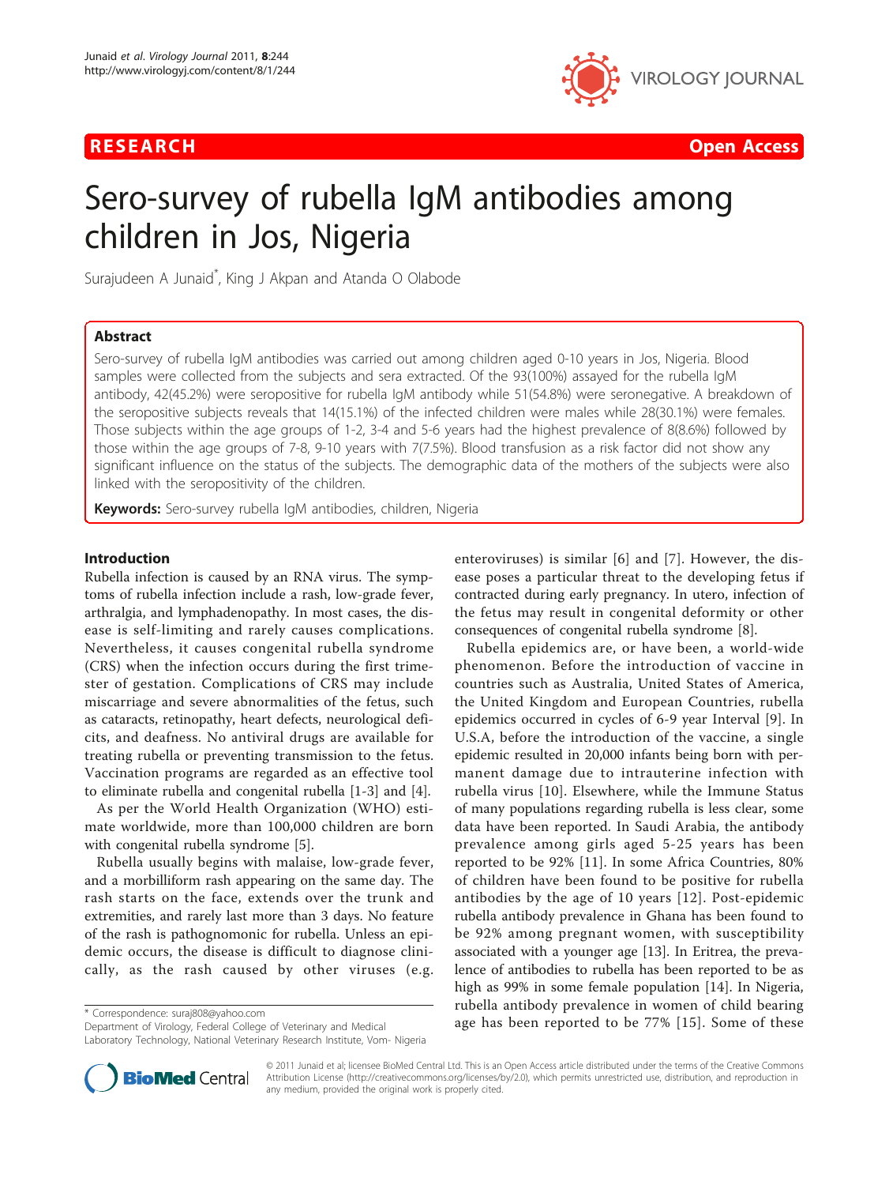# Sero-survey of rubella IgM antibodies among children in Jos, Nigeria

Surajudeen A Junaid*, King J Akpan and Atanda O Olabode

## Abstract

Sero-survey of rubella IgM antibodies was carried out among children aged 0-10 years in Jos, Nigeria. Blood samples were collected from the subjects and sera extracted. Of the 93(100%) assayed for the rubella IgM antibody, 42(45.2%) were seropositive for rubella IgM antibody while 51(54.8%) were seronegative. A breakdown of the seropositive subjects reveals that 14(15.1%) of the infected children were males while 28(30.1%) were females. Those subjects within the age groups of 1-2, 3-4 and 5-6 years had the highest prevalence of 8(8.6%) followed by those within the age groups of 7-8, 9-10 years with 7(7.5%). Blood transfusion as a risk factor did not show any significant influence on the status of the subjects. The demographic data of the mothers of the subjects were also linked with the seropositivity of the children.

**Keywords:** Sero-survey rubella IgM antibodies, children, Nigeria

## Introduction

Rubella infection is caused by an RNA virus. The symptoms of rubella infection include a rash, low-grade fever, arthralgia, and lymphadenopathy. In most cases, the disease is self-limiting and rarely causes complications. Nevertheless, it causes congenital rubella syndrome (CRS) when the infection occurs during the first trimester of gestation. Complications of CRS may include miscarriage and severe abnormalities of the fetus, such as cataracts, retinopathy, heart defects, neurological deficits, and deafness. No antiviral drugs are available for treating rubella or preventing transmission to the fetus. Vaccination programs are regarded as an effective tool to eliminate rubella and congenital rubella [1-3] and [4].

As per the World Health Organization (WHO) estimate worldwide, more than 100,000 children are born with congenital rubella syndrome [5].

Rubella usually begins with malaise, low-grade fever, and a morbilliform rash appearing on the same day. The rash starts on the face, extends over the trunk and extremities, and rarely last more than 3 days. No feature of the rash is pathognomonic for rubella. Unless an epidemic occurs, the disease is difficult to diagnose clinically, as the rash caused by other viruses (e.g. enteroviruses) is similar [6] and [7]. However, the disease poses a particular threat to the developing fetus if contracted during early pregnancy. In utero, infection of the fetus may result in congenital deformity or other consequences of congenital rubella syndrome [8].

Rubella epidemics are, or have been, a world-wide phenomenon. Before the introduction of vaccine in countries such as Australia, United States of America, the United Kingdom and European Countries, rubella epidemics occurred in cycles of 6-9 year Interval [9]. In U.S.A, before the introduction of the vaccine, a single epidemic resulted in 20,000 infants being born with permanent damage due to intrauterine infection with rubella virus [10]. Elsewhere, while the Immune Status of many populations regarding rubella is less clear, some data have been reported. In Saudi Arabia, the antibody prevalence among girls aged 5-25 years has been reported to be 92% [11]. In some Africa Countries, 80% of children have been found to be positive for rubella antibodies by the age of 10 years [12]. Post-epidemic rubella antibody prevalence in Ghana has been found to be 92% among pregnant women, with susceptibility associated with a younger age [13]. In Eritrea, the prevalence of antibodies to rubella has been reported to be as high as 99% in some female population [14]. In Nigeria, rubella antibody prevalence in women of child bearing age has been reported to be 77% [15]. Some of these

\* Correspondence: suraj808@yahoo.com
Department of Virology, Federal College of Veterinary and Medical Laboratory Technology, National Veterinary Research Institute, Vom- Nigeria

© 2011 Junaid et al; licensee BioMed Central Ltd. This is an Open Access article distributed under the terms of the Creative Commons Attribution License (http://creativecommons.org/licenses/by/2.0), which permits unrestricted use, distribution, and reproduction in any medium, provided the original work is properly cited.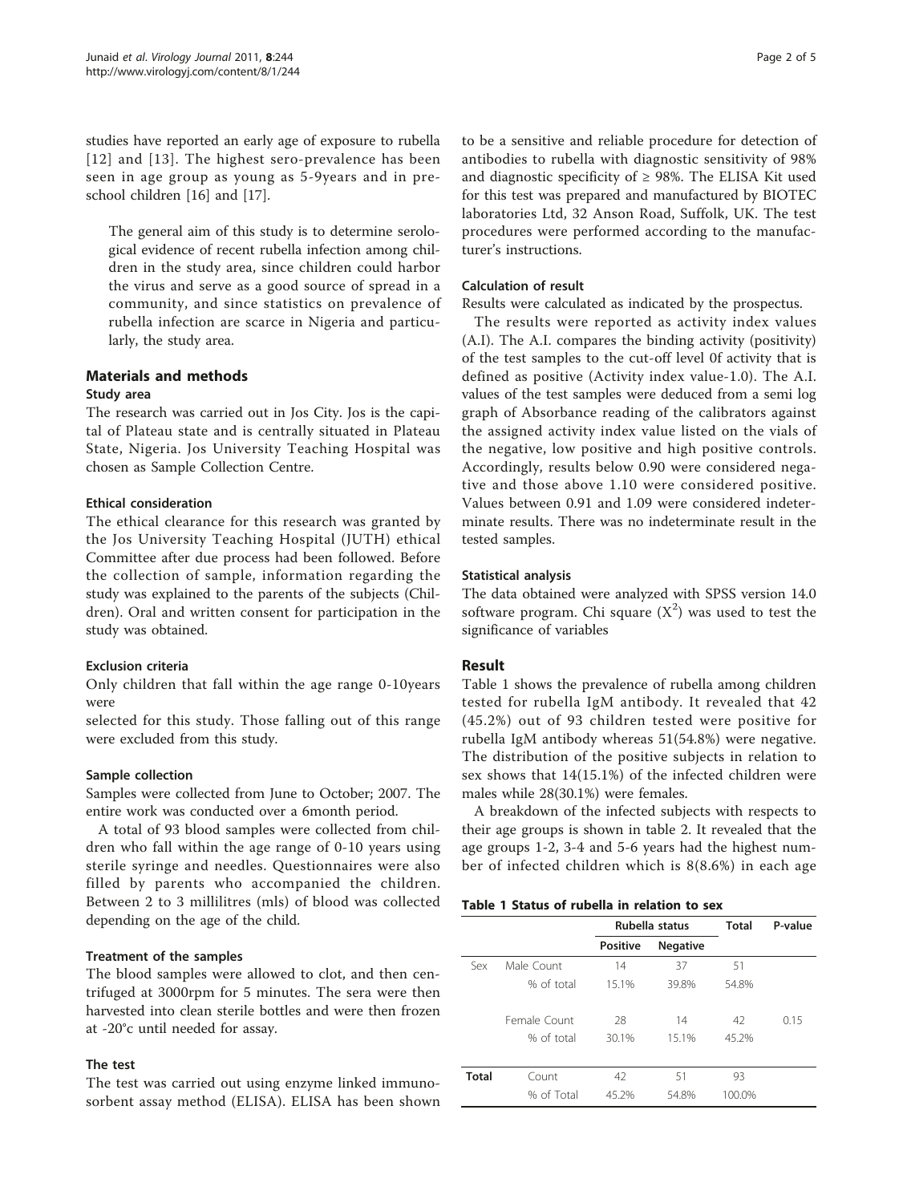studies have reported an early age of exposure to rubella [12] and [13]. The highest sero-prevalence has been seen in age group as young as 5-9years and in pre-school children [16] and [17].

> The general aim of this study is to determine serological evidence of recent rubella infection among children in the study area, since children could harbor the virus and serve as a good source of spread in a community, and since statistics on prevalence of rubella infection are scarce in Nigeria and particularly, the study area.

## Materials and methods

### Study area

The research was carried out in Jos City. Jos is the capital of Plateau state and is centrally situated in Plateau State, Nigeria. Jos University Teaching Hospital was chosen as Sample Collection Centre.

### Ethical consideration

The ethical clearance for this research was granted by the Jos University Teaching Hospital (JUTH) ethical Committee after due process had been followed. Before the collection of sample, information regarding the study was explained to the parents of the subjects (Children). Oral and written consent for participation in the study was obtained.

### Exclusion criteria

Only children that fall within the age range 0-10years were

selected for this study. Those falling out of this range were excluded from this study.

### Sample collection

Samples were collected from June to October; 2007. The entire work was conducted over a 6month period.

A total of 93 blood samples were collected from children who fall within the age range of 0-10 years using sterile syringe and needles. Questionnaires were also filled by parents who accompanied the children. Between 2 to 3 millilitres (mls) of blood was collected depending on the age of the child.

### Treatment of the samples

The blood samples were allowed to clot, and then centrifuged at 3000rpm for 5 minutes. The sera were then harvested into clean sterile bottles and were then frozen at -20°c until needed for assay.

### The test

The test was carried out using enzyme linked immunosorbent assay method (ELISA). ELISA has been shown to be a sensitive and reliable procedure for detection of antibodies to rubella with diagnostic sensitivity of 98% and diagnostic specificity of ≥ 98%. The ELISA Kit used for this test was prepared and manufactured by BIOTEC laboratories Ltd, 32 Anson Road, Suffolk, UK. The test procedures were performed according to the manufacturer's instructions.

### Calculation of result

Results were calculated as indicated by the prospectus.

The results were reported as activity index values (A.I). The A.I. compares the binding activity (positivity) of the test samples to the cut-off level 0f of activity that is defined as positive (Activity index value-1.0). The A.I. values of the test samples were deduced from a semi log graph of Absorbance reading of the calibrators against the assigned activity index value listed on the vials of the negative, low positive and high positive controls. Accordingly, results below 0.90 were considered negative and those above 1.10 were considered positive. Values between 0.91 and 1.09 were considered indeterminate results. There was no indeterminate result in the tested samples.

### Statistical analysis

The data obtained were analyzed with SPSS version 14.0 software program. Chi square ($X^2$) was used to test the significance of variables

## Result

Table 1 shows the prevalence of rubella among children tested for rubella IgM antibody. It revealed that 42 (45.2%) out of 93 children tested were positive for rubella IgM antibody whereas 51(54.8%) were negative. The distribution of the positive subjects in relation to sex shows that 14(15.1%) of the infected children were males while 28(30.1%) were females.

A breakdown of the infected subjects with respects to their age groups is shown in table 2. It revealed that the age groups 1-2, 3-4 and 5-6 years had the highest number of infected children which is 8(8.6%) in each age

**Table 1 Status of rubella in relation to sex**

| | | Rubella status | | Total | P-value |
|---|---|---|---|---|---|
| | | Positive | Negative | | |
| Sex | Male Count | 14 | 37 | 51 | |
| | % of total | 15.1% | 39.8% | 54.8% | |
| | Female Count | 28 | 14 | 42 | 0.15 |
| | % of total | 30.1% | 15.1% | 45.2% | |
| Total | Count | 42 | 51 | 93 | |
| | % of Total | 45.2% | 54.8% | 100.0% | |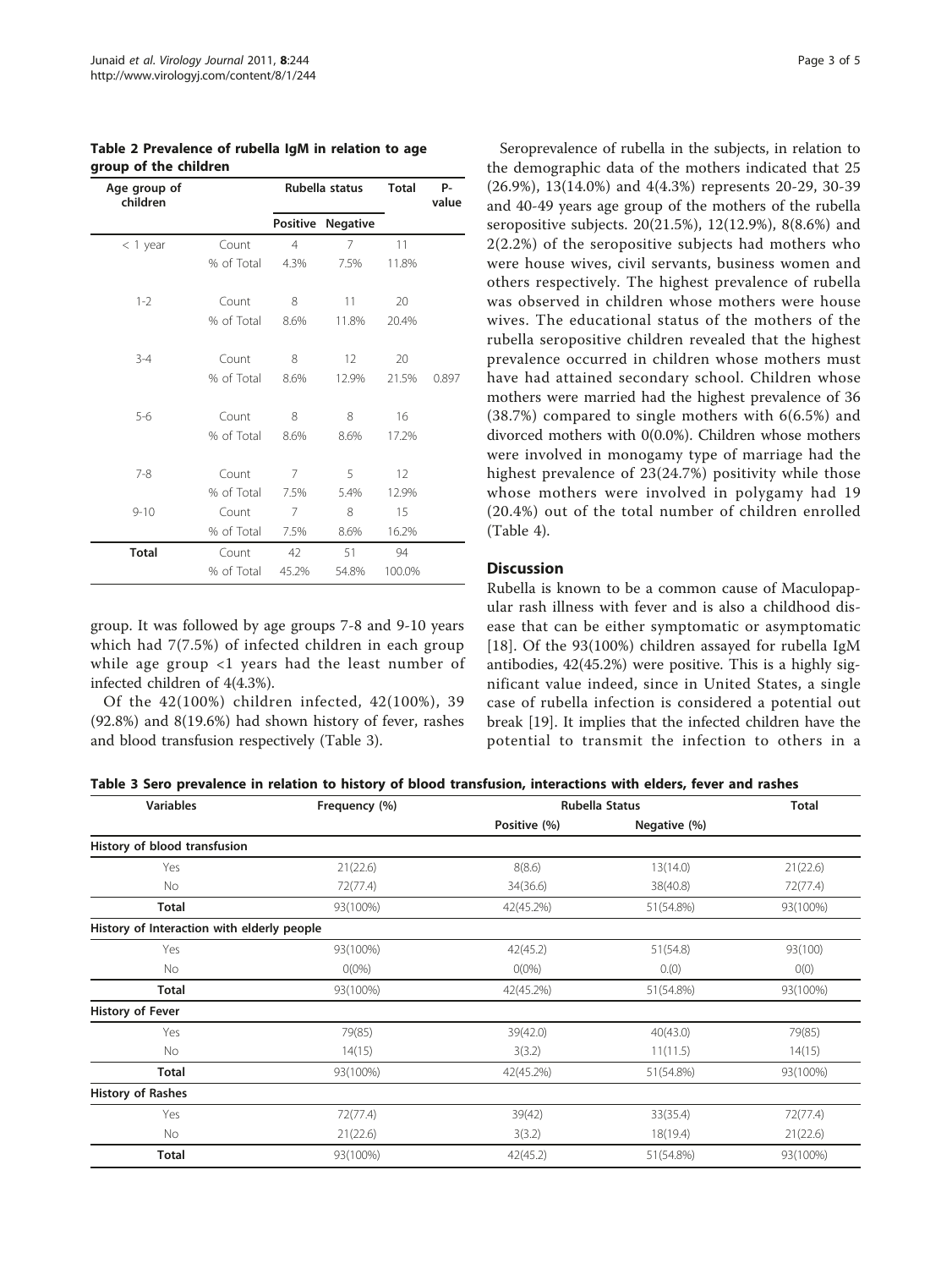**Table 2 Prevalence of rubella IgM in relation to age group of the children**

| Age group of children | | Rubella status | | Total | P-value |
|---|---|---|---|---|---|
| | | Positive | Negative | | |
| < 1 year | Count | 4 | 7 | 11 | |
| | % of Total | 4.3% | 7.5% | 11.8% | |
| 1-2 | Count | 8 | 11 | 20 | |
| | % of Total | 8.6% | 11.8% | 20.4% | |
| 3-4 | Count | 8 | 12 | 20 | |
| | % of Total | 8.6% | 12.9% | 21.5% | 0.897 |
| 5-6 | Count | 8 | 8 | 16 | |
| | % of Total | 8.6% | 8.6% | 17.2% | |
| 7-8 | Count | 7 | 5 | 12 | |
| | % of Total | 7.5% | 5.4% | 12.9% | |
| 9-10 | Count | 7 | 8 | 15 | |
| | % of Total | 7.5% | 8.6% | 16.2% | |
| **Total** | Count | 42 | 51 | 94 | |
| | % of Total | 45.2% | 54.8% | 100.0% | |

group. It was followed by age groups 7-8 and 9-10 years which had 7(7.5%) of infected children in each group while age group <1 years had the least number of infected children of 4(4.3%).

Of the 42(100%) children infected, 42(100%), 39 (92.8%) and 8(19.6%) had shown history of fever, rashes and blood transfusion respectively (Table 3).

Seroprevalence of rubella in the subjects, in relation to the demographic data of the mothers indicated that 25 (26.9%), 13(14.0%) and 4(4.3%) represents 20-29, 30-39 and 40-49 years age group of the mothers of the rubella seropositive subjects. 20(21.5%), 12(12.9%), 8(8.6%) and 2(2.2%) of the seropositive subjects had mothers who were house wives, civil servants, business women and others respectively. The highest prevalence of rubella was observed in children whose mothers were house wives. The educational status of the mothers of the rubella seropositive children revealed that the highest prevalence occurred in children whose mothers must have had attained secondary school. Children whose mothers were married had the highest prevalence of 36 (38.7%) compared to single mothers with 6(6.5%) and divorced mothers with 0(0.0%). Children whose mothers were involved in monogamy type of marriage had the highest prevalence of 23(24.7%) positivity while those whose mothers were involved in polygamy had 19 (20.4%) out of the total number of children enrolled (Table 4).

## Discussion

Rubella is known to be a common cause of Maculopapular rash illness with fever and is also a childhood disease that can be either symptomatic or asymptomatic [18]. Of the 93(100%) children assayed for rubella IgM antibodies, 42(45.2%) were positive. This is a highly significant value indeed, since in United States, a single case of rubella infection is considered a potential out break [19]. It implies that the infected children have the potential to transmit the infection to others in a

**Table 3 Sero prevalence in relation to history of blood transfusion, interactions with elders, fever and rashes**

| Variables | Frequency (%) | Rubella Status | | Total |
|---|---|---|---|---|
| | | Positive (%) | Negative (%) | |
| **History of blood transfusion** | | | | |
| Yes | 21(22.6) | 8(8.6) | 13(14.0) | 21(22.6) |
| No | 72(77.4) | 34(36.6) | 38(40.8) | 72(77.4) |
| **Total** | 93(100%) | 42(45.2%) | 51(54.8%) | 93(100%) |
| **History of Interaction with elderly people** | | | | |
| Yes | 93(100%) | 42(45.2) | 51(54.8) | 93(100) |
| No | 0(0%) | 0(0%) | 0.(0) | 0(0) |
| **Total** | 93(100%) | 42(45.2%) | 51(54.8%) | 93(100%) |
| **History of Fever** | | | | |
| Yes | 79(85) | 39(42.0) | 40(43.0) | 79(85) |
| No | 14(15) | 3(3.2) | 11(11.5) | 14(15) |
| **Total** | 93(100%) | 42(45.2%) | 51(54.8%) | 93(100%) |
| **History of Rashes** | | | | |
| Yes | 72(77.4) | 39(42) | 33(35.4) | 72(77.4) |
| No | 21(22.6) | 3(3.2) | 18(19.4) | 21(22.6) |
| **Total** | 93(100%) | 42(45.2) | 51(54.8%) | 93(100%) |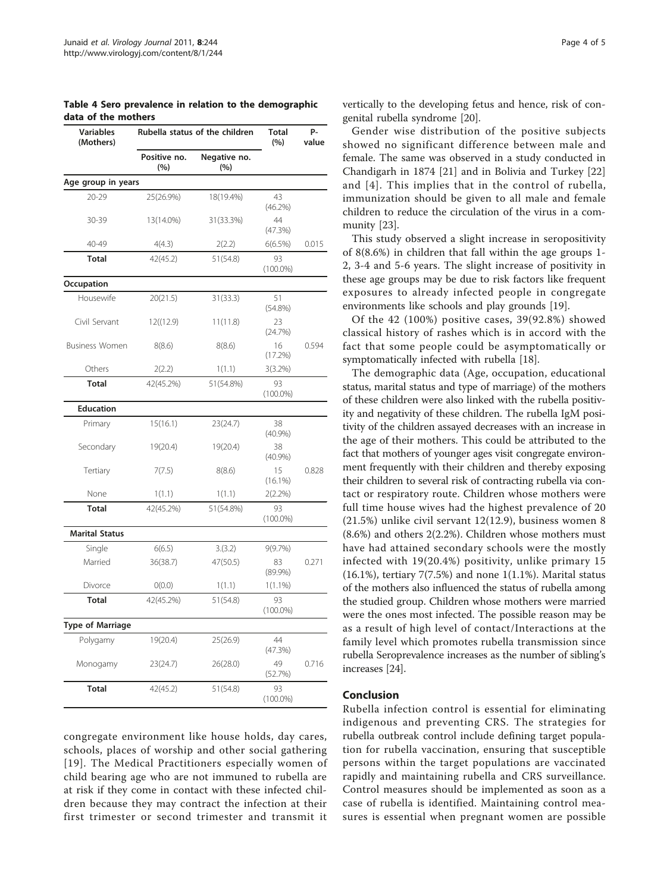**Table 4 Sero prevalence in relation to the demographic data of the mothers**

| Variables (Mothers) | Rubella status of the children | | Total (%) | P-value |
|---|---|---|---|---|
| | Positive no. (%) | Negative no. (%) | | |
| **Age group in years** | | | | |
| 20-29 | 25(26.9%) | 18(19.4%) | 43 (46.2%) | |
| 30-39 | 13(14.0%) | 31(33.3%) | 44 (47.3%) | |
| 40-49 | 4(4.3) | 2(2.2) | 6(6.5%) | 0.015 |
| **Total** | 42(45.2) | 51(54.8) | 93 (100.0%) | |
| **Occupation** | | | | |
| Housewife | 20(21.5) | 31(33.3) | 51 (54.8%) | |
| Civil Servant | 12((12.9) | 11(11.8) | 23 (24.7%) | |
| Business Women | 8(8.6) | 8(8.6) | 16 (17.2%) | 0.594 |
| Others | 2(2.2) | 1(1.1) | 3(3.2%) | |
| **Total** | 42(45.2%) | 51(54.8%) | 93 (100.0%) | |
| **Education** | | | | |
| Primary | 15(16.1) | 23(24.7) | 38 (40.9%) | |
| Secondary | 19(20.4) | 19(20.4) | 38 (40.9%) | |
| Tertiary | 7(7.5) | 8(8.6) | 15 (16.1%) | 0.828 |
| None | 1(1.1) | 1(1.1) | 2(2.2%) | |
| **Total** | 42(45.2%) | 51(54.8%) | 93 (100.0%) | |
| **Marital Status** | | | | |
| Single | 6(6.5) | 3.(3.2) | 9(9.7%) | |
| Married | 36(38.7) | 47(50.5) | 83 (89.9%) | 0.271 |
| Divorce | 0(0.0) | 1(1.1) | 1(1.1%) | |
| **Total** | 42(45.2%) | 51(54.8) | 93 (100.0%) | |
| **Type of Marriage** | | | | |
| Polygamy | 19(20.4) | 25(26.9) | 44 (47.3%) | |
| Monogamy | 23(24.7) | 26(28.0) | 49 (52.7%) | 0.716 |
| **Total** | 42(45.2) | 51(54.8) | 93 (100.0%) | |

congregate environment like house holds, day cares, schools, places of worship and other social gathering [19]. The Medical Practitioners especially women of child bearing age who are not immuned to rubella are at risk if they come in contact with these infected children because they may contract the infection at their first trimester or second trimester and transmit it vertically to the developing fetus and hence, risk of congenital rubella syndrome [20].

Gender wise distribution of the positive subjects showed no significant difference between male and female. The same was observed in a study conducted in Chandigarh in 1874 [21] and in Bolivia and Turkey [22] and [4]. This implies that in the control of rubella, immunization should be given to all male and female children to reduce the circulation of the virus in a community [23].

This study observed a slight increase in seropositivity of 8(8.6%) in children that fall within the age groups 1-2, 3-4 and 5-6 years. The slight increase of positivity in these age groups may be due to risk factors like frequent exposures to already infected people in congregate environments like schools and play grounds [19].

Of the 42 (100%) positive cases, 39(92.8%) showed classical history of rashes which is in accord with the fact that some people could be asymptomatically or symptomatically infected with rubella [18].

The demographic data (Age, occupation, educational status, marital status and type of marriage) of the mothers of these children were also linked with the rubella positivity and negativity of these children. The rubella IgM positivity of the children assayed decreases with an increase in the age of their mothers. This could be attributed to the fact that mothers of younger ages visit congregate environment frequently with their children and thereby exposing their children to several risk of contracting rubella via contact or respiratory route. Children whose mothers were full time house wives had the highest prevalence of 20 (21.5%) unlike civil servant 12(12.9), business women 8 (8.6%) and others 2(2.2%). Children whose mothers must have had attained secondary schools were the mostly infected with 19(20.4%) positivity, unlike primary 15 (16.1%), tertiary 7(7.5%) and none 1(1.1%). Marital status of the mothers also influenced the status of rubella among the studied group. Children whose mothers were married were the ones most infected. The possible reason may be as a result of high level of contact/Interactions at the family level which promotes rubella transmission since rubella Seroprevalence increases as the number of sibling's increases [24].

## Conclusion

Rubella infection control is essential for eliminating indigenous and preventing CRS. The strategies for rubella outbreak control include defining target population for rubella vaccination, ensuring that susceptible persons within the target populations are vaccinated rapidly and maintaining rubella and CRS surveillance. Control measures should be implemented as soon as a case of rubella is identified. Maintaining control measures is essential when pregnant women are possible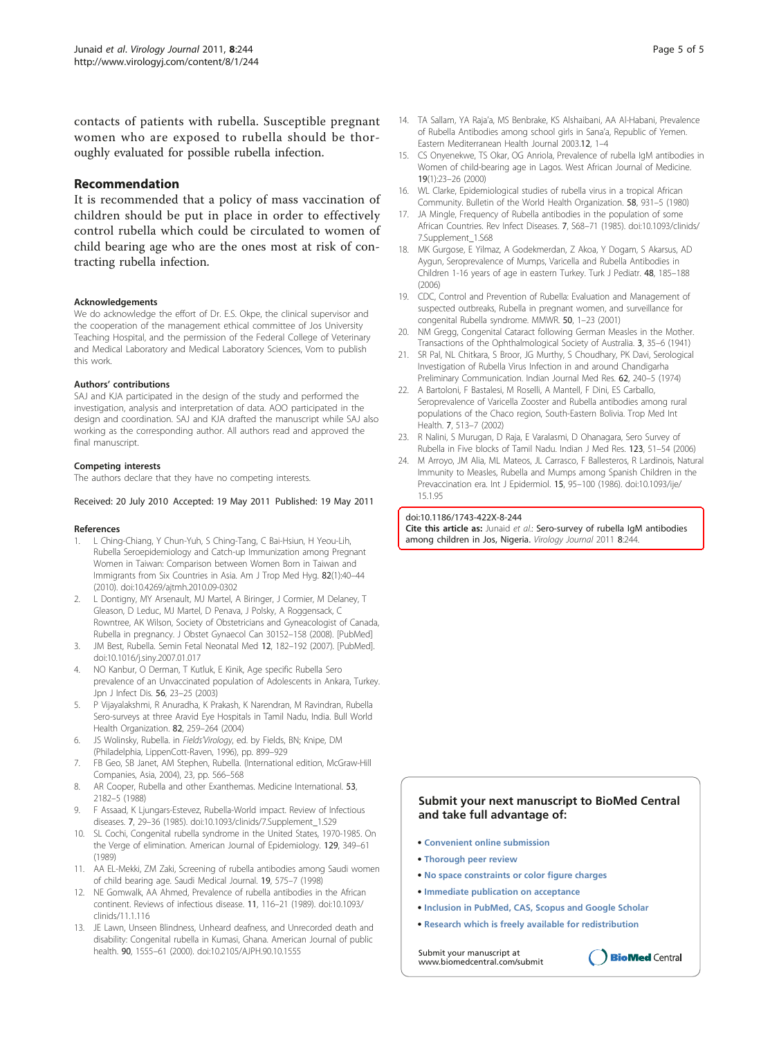contacts of patients with rubella. Susceptible pregnant women who are exposed to rubella should be thoroughly evaluated for possible rubella infection.

## Recommendation

It is recommended that a policy of mass vaccination of children should be put in place in order to effectively control rubella which could be circulated to women of child bearing age who are the ones most at risk of contracting rubella infection.

#### Acknowledgements

We do acknowledge the effort of Dr. E.S. Okpe, the clinical supervisor and the cooperation of the management ethical committee of Jos University Teaching Hospital, and the permission of the Federal College of Veterinary and Medical Laboratory and Medical Laboratory Sciences, Vom to publish this work.

#### Authors' contributions

SAJ and KJA participated in the design of the study and performed the investigation, analysis and interpretation of data. AOO participated in the design and coordination. SAJ and KJA drafted the manuscript while SAJ also working as the corresponding author. All authors read and approved the final manuscript.

#### Competing interests

The authors declare that they have no competing interests.

Received: 20 July 2010 Accepted: 19 May 2011 Published: 19 May 2011

#### References

1. L Ching-Chiang, Y Chun-Yuh, S Ching-Tang, C Bai-Hsiun, H Yeou-Lih, Rubella Seroepidemiology and Catch-up Immunization among Pregnant Women in Taiwan: Comparison between Women Born in Taiwan and Immigrants from Six Countries in Asia. Am J Trop Med Hyg. 82(1):40–44 (2010). doi:10.4269/ajtmh.2010.09-0302
2. L Dontigny, MY Arsenault, MJ Martel, A Biringer, J Cormier, M Delaney, T Gleason, D Leduc, MJ Martel, D Penava, J Polsky, A Roggensack, C Rowntree, AK Wilson, Society of Obstetricians and Gyneacologist of Canada, Rubella in pregnancy. J Obstet Gynaecol Can 30152–158 (2008). [PubMed]
3. JM Best, Rubella. Semin Fetal Neonatal Med 12, 182–192 (2007). [PubMed]. doi:10.1016/j.siny.2007.01.017
4. NO Kanbur, O Derman, T Kutluk, E Kinik, Age specific Rubella Sero prevalence of an Unvaccinated population of Adolescents in Ankara, Turkey. Jpn J Infect Dis. 56, 23–25 (2003)
5. P Vijayalakshmi, R Anuradha, K Prakash, K Narendran, M Ravindran, Rubella Sero-surveys at three Aravid Eye Hospitals in Tamil Nadu, India. Bull World Health Organization. 82, 259–264 (2004)
6. JS Wolinsky, Rubella. in *Fields'Virology*, ed. by Fields, BN; Knipe, DM (Philadelphia, LippenCott-Raven, 1996), pp. 899–929
7. FB Geo, SB Janet, AM Stephen, Rubella. (International edition, McGraw-Hill Companies, Asia, 2004), 23, pp. 566–568
8. AR Cooper, Rubella and other Exanthemas. Medicine International. 53, 2182–5 (1988)
9. F Assaad, K Ljungars-Estevez, Rubella-World impact. Review of Infectious diseases. 7, 29–36 (1985). doi:10.1093/clinids/7.Supplement_1.S29
10. SL Cochi, Congenital rubella syndrome in the United States, 1970-1985. On the Verge of elimination. American Journal of Epidemiology. 129, 349–61 (1989)
11. AA EL-Mekki, ZM Zaki, Screening of rubella antibodies among Saudi women of child bearing age. Saudi Medical Journal. 19, 575–7 (1998)
12. NE Gomwalk, AA Ahmed, Prevalence of rubella antibodies in the African continent. Reviews of infectious disease. 11, 116–21 (1989). doi:10.1093/clinids/11.1.116
13. JE Lawn, Unseen Blindness, Unheard deafness, and Unrecorded death and disability: Congenital rubella in Kumasi, Ghana. American Journal of public health. 90, 1555–61 (2000). doi:10.2105/AJPH.90.10.1555
14. TA Sallam, YA Raja'a, MS Benbrake, KS Alshaibani, AA Al-Habani, Prevalence of Rubella Antibodies among school girls in Sana'a, Republic of Yemen. Eastern Mediterranean Health Journal 2003.12, 1–4
15. CS Onyenekwe, TS Okar, OG Anriola, Prevalence of rubella IgM antibodies in Women of child-bearing age in Lagos. West African Journal of Medicine. 19(1):23–26 (2000)
16. WL Clarke, Epidemiological studies of rubella virus in a tropical African Community. Bulletin of the World Health Organization. 58, 931–5 (1980)
17. JA Mingle, Frequency of Rubella antibodies in the population of some African Countries. Rev Infect Diseases. 7, S68–71 (1985). doi:10.1093/clinids/7.Supplement_1.S68
18. MK Gurgose, E Yilmaz, A Godekmerdan, Z Akoa, Y Dogam, S Akarsus, AD Aygun, Seroprevalence of Mumps, Varicella and Rubella Antibodies in Children 1-16 years of age in eastern Turkey. Turk J Pediatr. 48, 185–188 (2006)
19. CDC, Control and Prevention of Rubella: Evaluation and Management of suspected outbreaks, Rubella in pregnant women, and surveillance for congenital Rubella syndrome. MMWR. 50, 1–23 (2001)
20. NM Gregg, Congenital Cataract following German Measles in the Mother. Transactions of the Ophthalmological Society of Australia. 3, 35–6 (1941)
21. SR Pal, NL Chitkara, S Broor, JG Murthy, S Choudhary, PK Davi, Serological Investigation of Rubella Virus Infection in and around Chandigarha Preliminary Communication. Indian Journal Med Res. 62, 240–5 (1974)
22. A Bartoloni, F Bastalesi, M Roselli, A Mantell, F Dini, ES Carballo, Seroprevalence of Varicella Zooster and Rubella antibodies among rural populations of the Chaco region, South-Eastern Bolivia. Trop Med Int Health. 7, 513–7 (2002)
23. R Nalini, S Murugan, D Raja, E Varalasmi, D Ohanagara, Sero Survey of Rubella in Five blocks of Tamil Nadu. Indian J Med Res. 123, 51–54 (2006)
24. M Arroyo, JM Alia, ML Mateos, JL Carrasco, F Ballesteros, R Lardinois, Natural Immunity to Measles, Rubella and Mumps among Spanish Children in the Prevaccination era. Int J Epidermiol. 15, 95–100 (1986). doi:10.1093/ije/15.1.95

doi:10.1186/1743-422X-8-244

**Cite this article as:** Junaid *et al.*: Sero-survey of rubella IgM antibodies among children in Jos, Nigeria. *Virology Journal* 2011 8:244.

**Submit your next manuscript to BioMed Central and take full advantage of:**

- Convenient online submission
- Thorough peer review
- No space constraints or color figure charges
- Immediate publication on acceptance
- Inclusion in PubMed, CAS, Scopus and Google Scholar
- Research which is freely available for redistribution

Submit your manuscript at www.biomedcentral.com/submit

BioMed Central